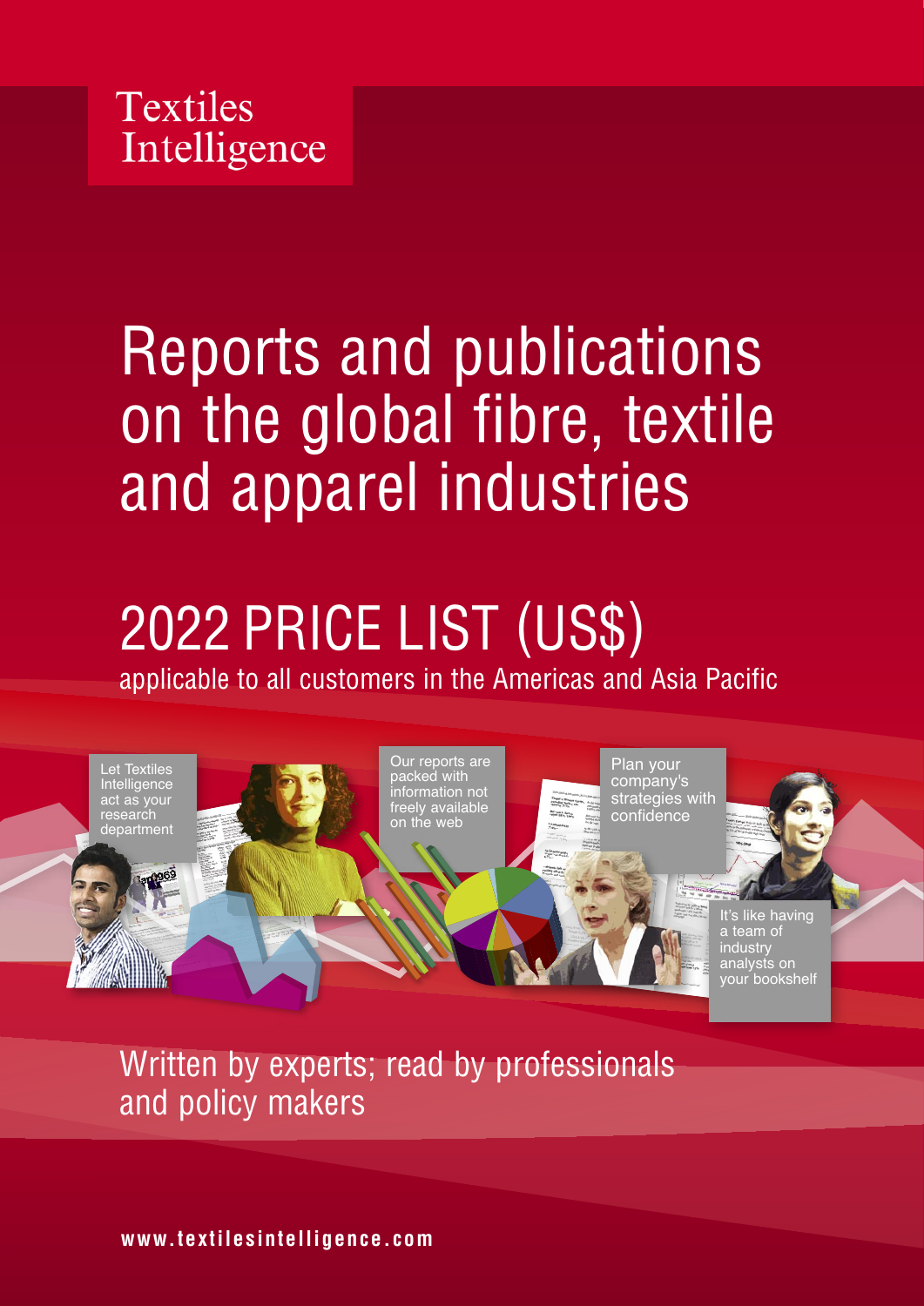Textiles Intelligence

# Reports and publications on the global fibre, textile and apparel industries

## 2022 PRICE LIST (US$)

applicable to all customers in the Americas and Asia Pacific

Let Textiles Intelligence act as your research department

Our reports are packed with information not freely available on the web

Plan your company's strategies with confidence

It's like having a team of industry analysts on your bookshelf

Written by experts; read by professionals and policy makers

**www.textilesintelligence.com**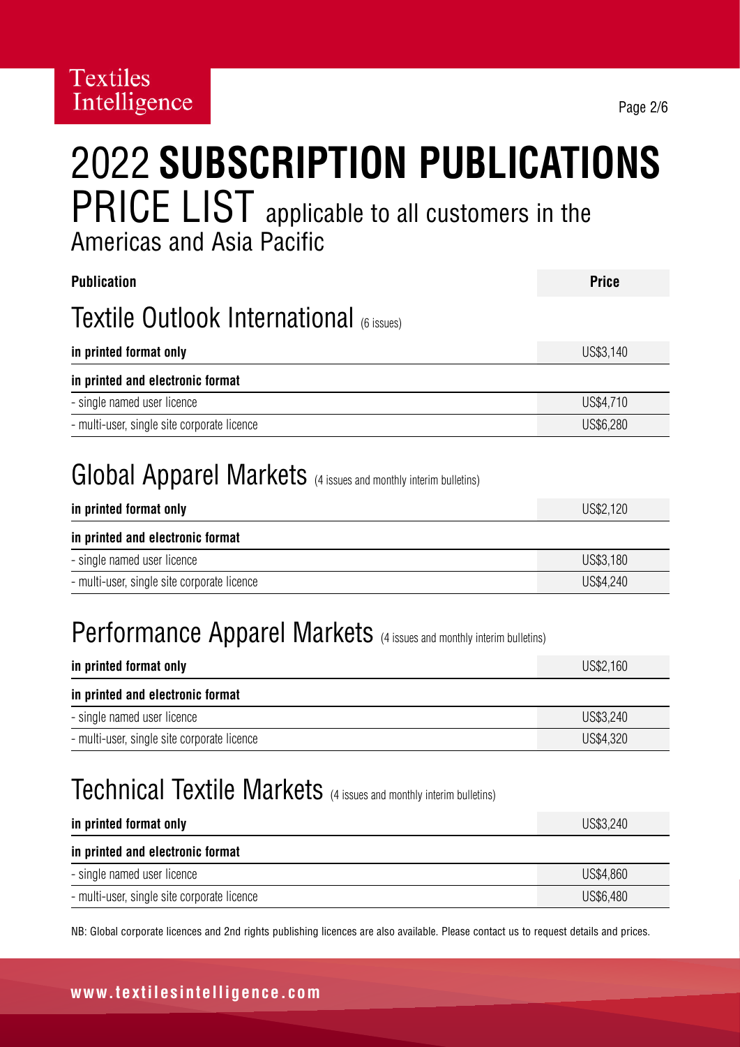# 2022 **SUBSCRIPTION PUBLICATIONS** PRICE LIST applicable to all customers in the Americas and Asia Pacific

| **Publication** | **Price** |
|---|---|
| **Textile Outlook International** (6 issues) | |
| **in printed format only** | US$3,140 |
| **in printed and electronic format** | |
| - single named user licence | US$4,710 |
| - multi-user, single site corporate licence | US$6,280 |
| **Global Apparel Markets** (4 issues and monthly interim bulletins) | |
| **in printed format only** | US$2,120 |
| **in printed and electronic format** | |
| - single named user licence | US$3,180 |
| - multi-user, single site corporate licence | US$4,240 |
| **Performance Apparel Markets** (4 issues and monthly interim bulletins) | |
| **in printed format only** | US$2,160 |
| **in printed and electronic format** | |
| - single named user licence | US$3,240 |
| - multi-user, single site corporate licence | US$4,320 |
| **Technical Textile Markets** (4 issues and monthly interim bulletins) | |
| **in printed format only** | US$3,240 |
| **in printed and electronic format** | |
| - single named user licence | US$4,860 |
| - multi-user, single site corporate licence | US$6,480 |

NB: Global corporate licences and 2nd rights publishing licences are also available. Please contact us to request details and prices.

**www.textilesintelligence.com**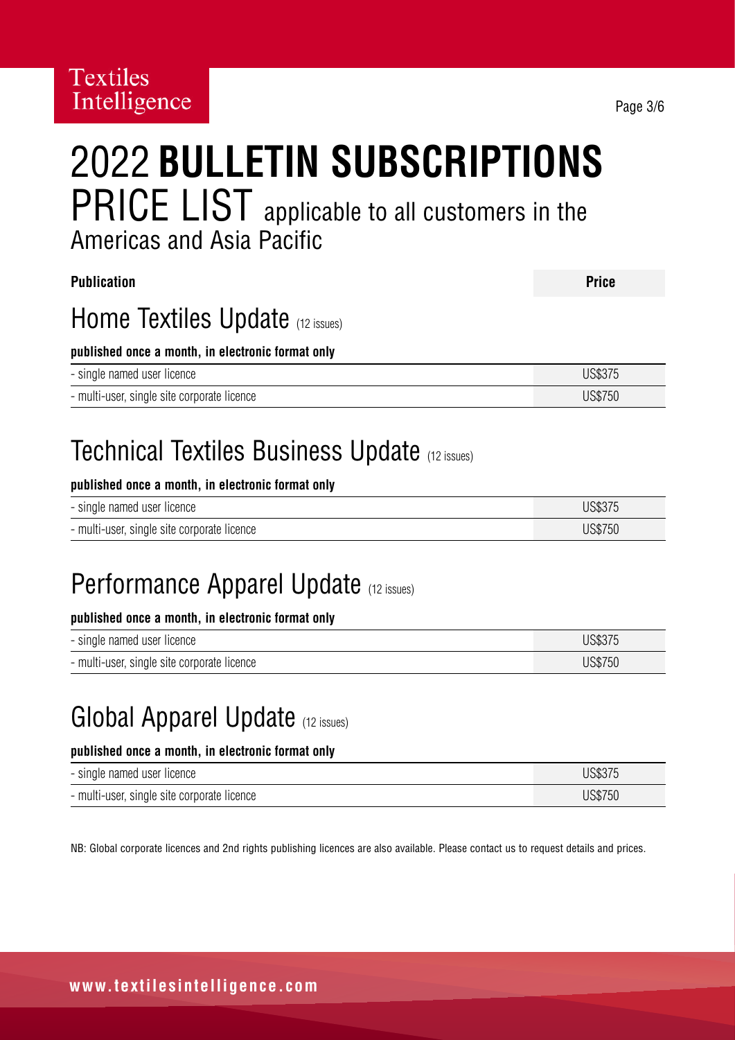Textiles Intelligence

# 2022 **BULLETIN SUBSCRIPTIONS**

## PRICE LIST applicable to all customers in the Americas and Asia Pacific

| **Publication** | **Price** |
|---|---|

## Home Textiles Update (12 issues)

**published once a month, in electronic format only**

| | |
|---|---|
| - single named user licence | US$375 |
| - multi-user, single site corporate licence | US$750 |

## Technical Textiles Business Update (12 issues)

**published once a month, in electronic format only**

| | |
|---|---|
| - single named user licence | US$375 |
| - multi-user, single site corporate licence | US$750 |

## Performance Apparel Update (12 issues)

**published once a month, in electronic format only**

| | |
|---|---|
| - single named user licence | US$375 |
| - multi-user, single site corporate licence | US$750 |

## Global Apparel Update (12 issues)

**published once a month, in electronic format only**

| | |
|---|---|
| - single named user licence | US$375 |
| - multi-user, single site corporate licence | US$750 |

NB: Global corporate licences and 2nd rights publishing licences are also available. Please contact us to request details and prices.

**www.textilesintelligence.com**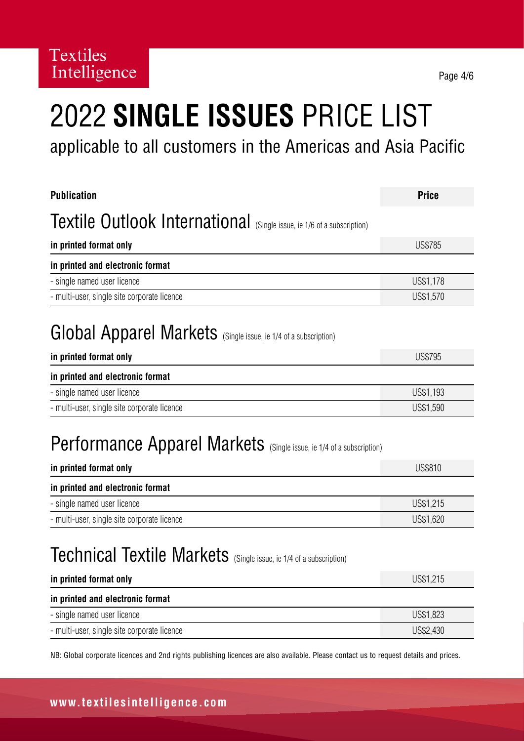Textiles Intelligence

# 2022 **SINGLE ISSUES** PRICE LIST

applicable to all customers in the Americas and Asia Pacific

| Publication | Price |
| --- | --- |

## Textile Outlook International (Single issue, ie 1/6 of a subscription)

| | |
| --- | --- |
| **in printed format only** | US$785 |
| **in printed and electronic format** | |
| - single named user licence | US$1,178 |
| - multi-user, single site corporate licence | US$1,570 |

## Global Apparel Markets (Single issue, ie 1/4 of a subscription)

| | |
| --- | --- |
| **in printed format only** | US$795 |
| **in printed and electronic format** | |
| - single named user licence | US$1,193 |
| - multi-user, single site corporate licence | US$1,590 |

## Performance Apparel Markets (Single issue, ie 1/4 of a subscription)

| | |
| --- | --- |
| **in printed format only** | US$810 |
| **in printed and electronic format** | |
| - single named user licence | US$1,215 |
| - multi-user, single site corporate licence | US$1,620 |

## Technical Textile Markets (Single issue, ie 1/4 of a subscription)

| | |
| --- | --- |
| **in printed format only** | US$1,215 |
| **in printed and electronic format** | |
| - single named user licence | US$1,823 |
| - multi-user, single site corporate licence | US$2,430 |

NB: Global corporate licences and 2nd rights publishing licences are also available. Please contact us to request details and prices.

**www.textilesintelligence.com**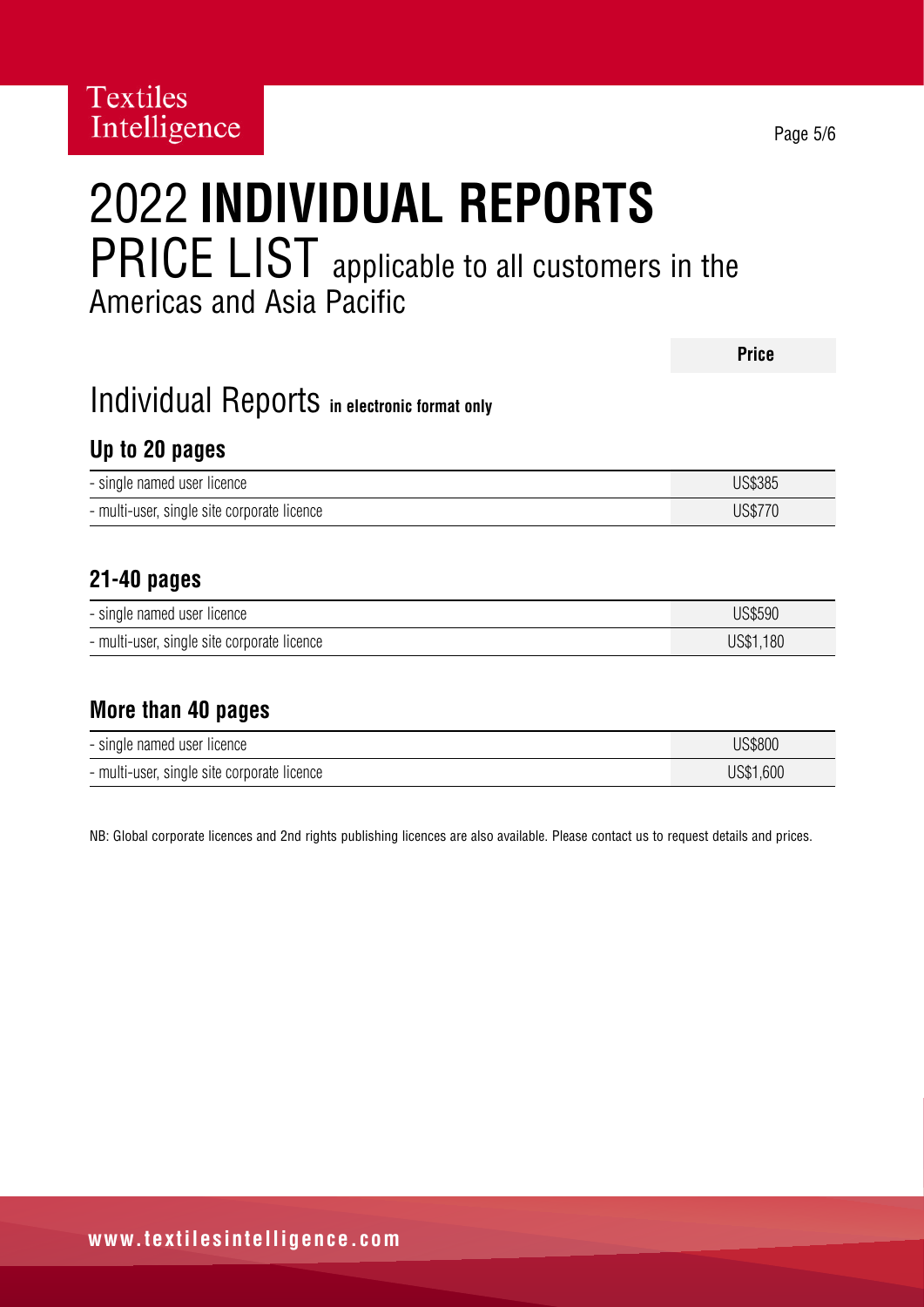# 2022 **INDIVIDUAL REPORTS**

## PRICE LIST applicable to all customers in the Americas and Asia Pacific

## Individual Reports **in electronic format only**

### Up to 20 pages

| | Price |
|---|---|
| - single named user licence | US$385 |
| - multi-user, single site corporate licence | US$770 |

### 21-40 pages

| | Price |
|---|---|
| - single named user licence | US$590 |
| - multi-user, single site corporate licence | US$1,180 |

### More than 40 pages

| | Price |
|---|---|
| - single named user licence | US$800 |
| - multi-user, single site corporate licence | US$1,600 |

NB: Global corporate licences and 2nd rights publishing licences are also available. Please contact us to request details and prices.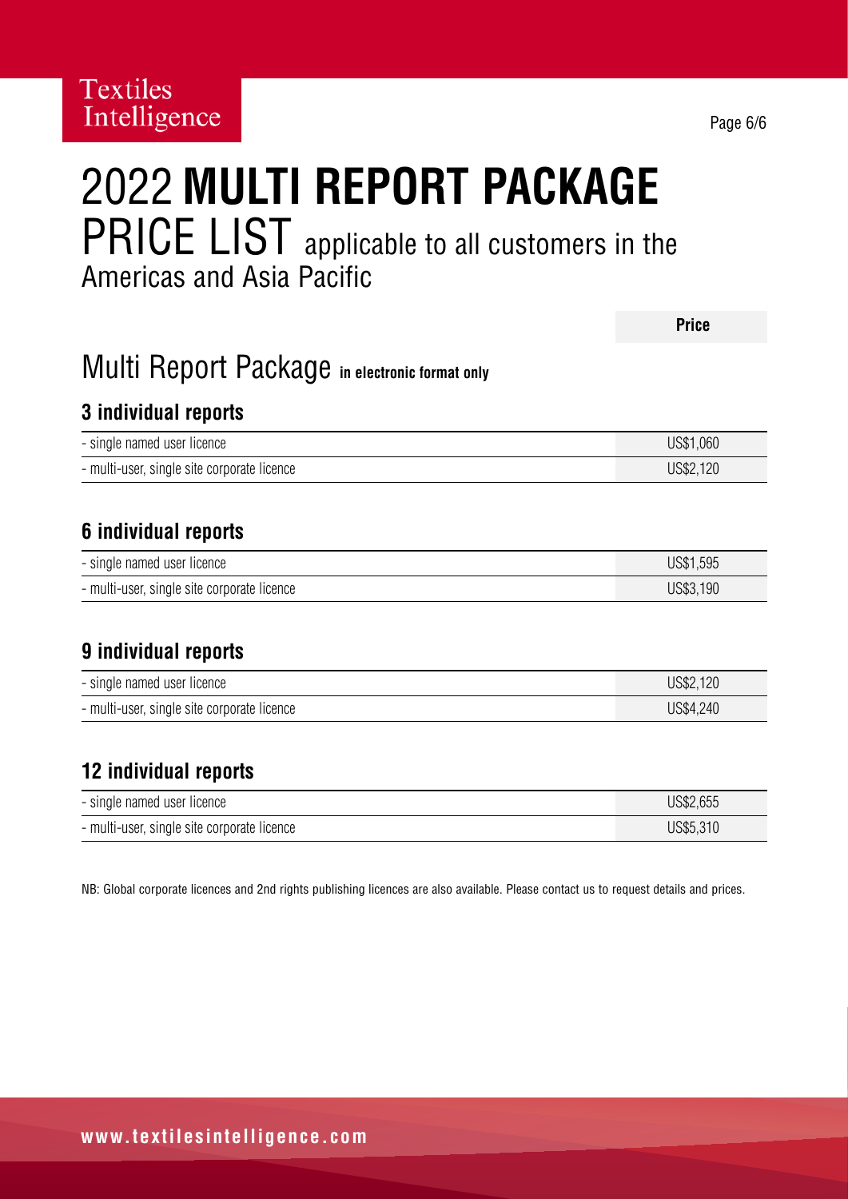# 2022 MULTI REPORT PACKAGE

## PRICE LIST applicable to all customers in the Americas and Asia Pacific

## Multi Report Package in electronic format only

### 3 individual reports

| | Price |
|---|---|
| - single named user licence | US$1,060 |
| - multi-user, single site corporate licence | US$2,120 |

### 6 individual reports

| | Price |
|---|---|
| - single named user licence | US$1,595 |
| - multi-user, single site corporate licence | US$3,190 |

### 9 individual reports

| | Price |
|---|---|
| - single named user licence | US$2,120 |
| - multi-user, single site corporate licence | US$4,240 |

### 12 individual reports

| | Price |
|---|---|
| - single named user licence | US$2,655 |
| - multi-user, single site corporate licence | US$5,310 |

NB: Global corporate licences and 2nd rights publishing licences are also available. Please contact us to request details and prices.

www.textilesintelligence.com